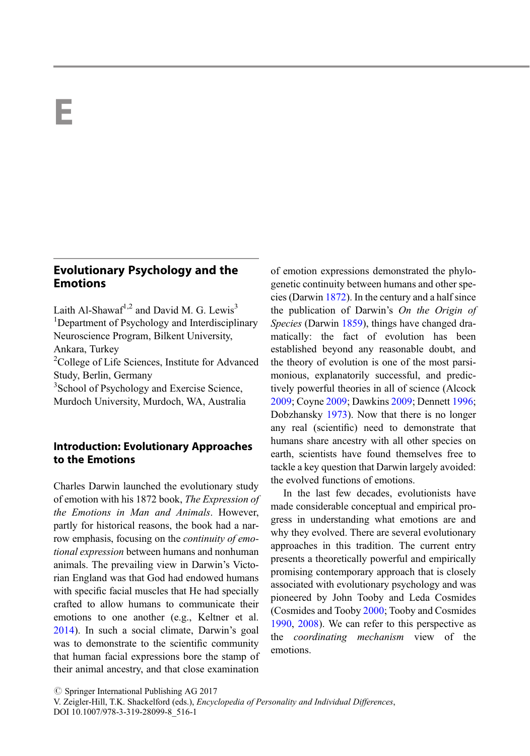# E

## Evolutionary Psychology and the Emotions

Laith Al-Shawaf[1,2] and David M. G. Lewis[3]
[1]Department of Psychology and Interdisciplinary Neuroscience Program, Bilkent University, Ankara, Turkey
[2]College of Life Sciences, Institute for Advanced Study, Berlin, Germany
[3]School of Psychology and Exercise Science, Murdoch University, Murdoch, WA, Australia

### Introduction: Evolutionary Approaches to the Emotions

Charles Darwin launched the evolutionary study of emotion with his 1872 book, *The Expression of the Emotions in Man and Animals*. However, partly for historical reasons, the book had a narrow emphasis, focusing on the *continuity of emotional expression* between humans and nonhuman animals. The prevailing view in Darwin's Victorian England was that God had endowed humans with specific facial muscles that He had specially crafted to allow humans to communicate their emotions to one another (e.g., Keltner et al. 2014). In such a social climate, Darwin's goal was to demonstrate to the scientific community that human facial expressions bore the stamp of their animal ancestry, and that close examination of emotion expressions demonstrated the phylogenetic continuity between humans and other species (Darwin 1872). In the century and a half since the publication of Darwin's *On the Origin of Species* (Darwin 1859), things have changed dramatically: the fact of evolution has been established beyond any reasonable doubt, and the theory of evolution is one of the most parsimonious, explanatorily successful, and predictively powerful theories in all of science (Alcock 2009; Coyne 2009; Dawkins 2009; Dennett 1996; Dobzhansky 1973). Now that there is no longer any real (scientific) need to demonstrate that humans share ancestry with all other species on earth, scientists have found themselves free to tackle a key question that Darwin largely avoided: the evolved functions of emotions.

In the last few decades, evolutionists have made considerable conceptual and empirical progress in understanding what emotions are and why they evolved. There are several evolutionary approaches in this tradition. The current entry presents a theoretically powerful and empirically promising contemporary approach that is closely associated with evolutionary psychology and was pioneered by John Tooby and Leda Cosmides (Cosmides and Tooby 2000; Tooby and Cosmides 1990, 2008). We can refer to this perspective as the *coordinating mechanism* view of the emotions.

© Springer International Publishing AG 2017
V. Zeigler-Hill, T.K. Shackelford (eds.), *Encyclopedia of Personality and Individual Differences*, DOI 10.1007/978-3-319-28099-8_516-1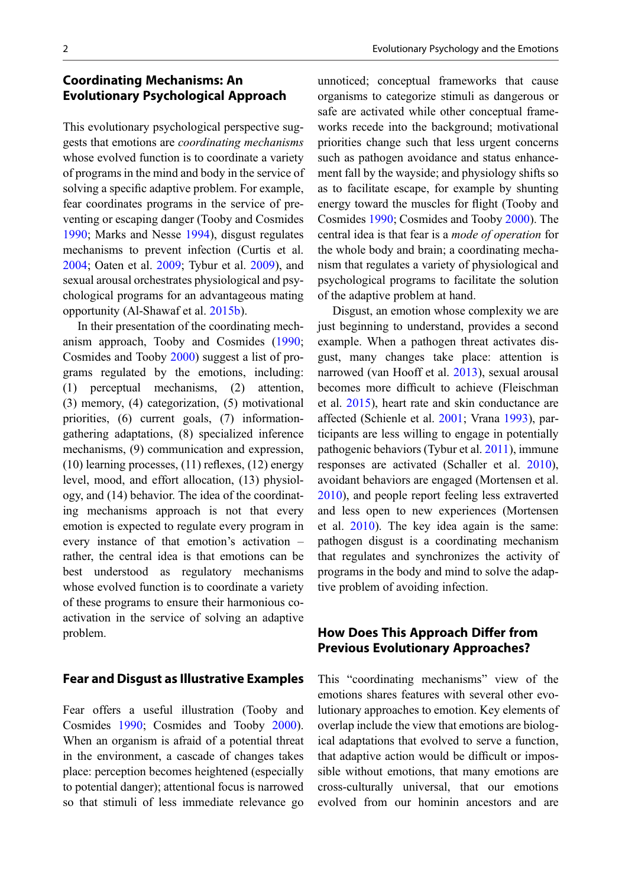## Coordinating Mechanisms: An Evolutionary Psychological Approach

This evolutionary psychological perspective suggests that emotions are *coordinating mechanisms* whose evolved function is to coordinate a variety of programs in the mind and body in the service of solving a specific adaptive problem. For example, fear coordinates programs in the service of preventing or escaping danger (Tooby and Cosmides 1990; Marks and Nesse 1994), disgust regulates mechanisms to prevent infection (Curtis et al. 2004; Oaten et al. 2009; Tybur et al. 2009), and sexual arousal orchestrates physiological and psychological programs for an advantageous mating opportunity (Al-Shawaf et al. 2015b).

In their presentation of the coordinating mechanism approach, Tooby and Cosmides (1990; Cosmides and Tooby 2000) suggest a list of programs regulated by the emotions, including: (1) perceptual mechanisms, (2) attention, (3) memory, (4) categorization, (5) motivational priorities, (6) current goals, (7) information-gathering adaptations, (8) specialized inference mechanisms, (9) communication and expression, (10) learning processes, (11) reflexes, (12) energy level, mood, and effort allocation, (13) physiology, and (14) behavior. The idea of the coordinating mechanisms approach is not that every emotion is expected to regulate every program in every instance of that emotion's activation – rather, the central idea is that emotions can be best understood as regulatory mechanisms whose evolved function is to coordinate a variety of these programs to ensure their harmonious co-activation in the service of solving an adaptive problem.

## Fear and Disgust as Illustrative Examples

Fear offers a useful illustration (Tooby and Cosmides 1990; Cosmides and Tooby 2000). When an organism is afraid of a potential threat in the environment, a cascade of changes takes place: perception becomes heightened (especially to potential danger); attentional focus is narrowed so that stimuli of less immediate relevance go unnoticed; conceptual frameworks that cause organisms to categorize stimuli as dangerous or safe are activated while other conceptual frameworks recede into the background; motivational priorities change such that less urgent concerns such as pathogen avoidance and status enhancement fall by the wayside; and physiology shifts so as to facilitate escape, for example by shunting energy toward the muscles for flight (Tooby and Cosmides 1990; Cosmides and Tooby 2000). The central idea is that fear is a *mode of operation* for the whole body and brain; a coordinating mechanism that regulates a variety of physiological and psychological programs to facilitate the solution of the adaptive problem at hand.

Disgust, an emotion whose complexity we are just beginning to understand, provides a second example. When a pathogen threat activates disgust, many changes take place: attention is narrowed (van Hooff et al. 2013), sexual arousal becomes more difficult to achieve (Fleischman et al. 2015), heart rate and skin conductance are affected (Schienle et al. 2001; Vrana 1993), participants are less willing to engage in potentially pathogenic behaviors (Tybur et al. 2011), immune responses are activated (Schaller et al. 2010), avoidant behaviors are engaged (Mortensen et al. 2010), and people report feeling less extraverted and less open to new experiences (Mortensen et al. 2010). The key idea again is the same: pathogen disgust is a coordinating mechanism that regulates and synchronizes the activity of programs in the body and mind to solve the adaptive problem of avoiding infection.

## How Does This Approach Differ from Previous Evolutionary Approaches?

This "coordinating mechanisms" view of the emotions shares features with several other evolutionary approaches to emotion. Key elements of overlap include the view that emotions are biological adaptations that evolved to serve a function, that adaptive action would be difficult or impossible without emotions, that many emotions are cross-culturally universal, that our emotions evolved from our hominin ancestors and are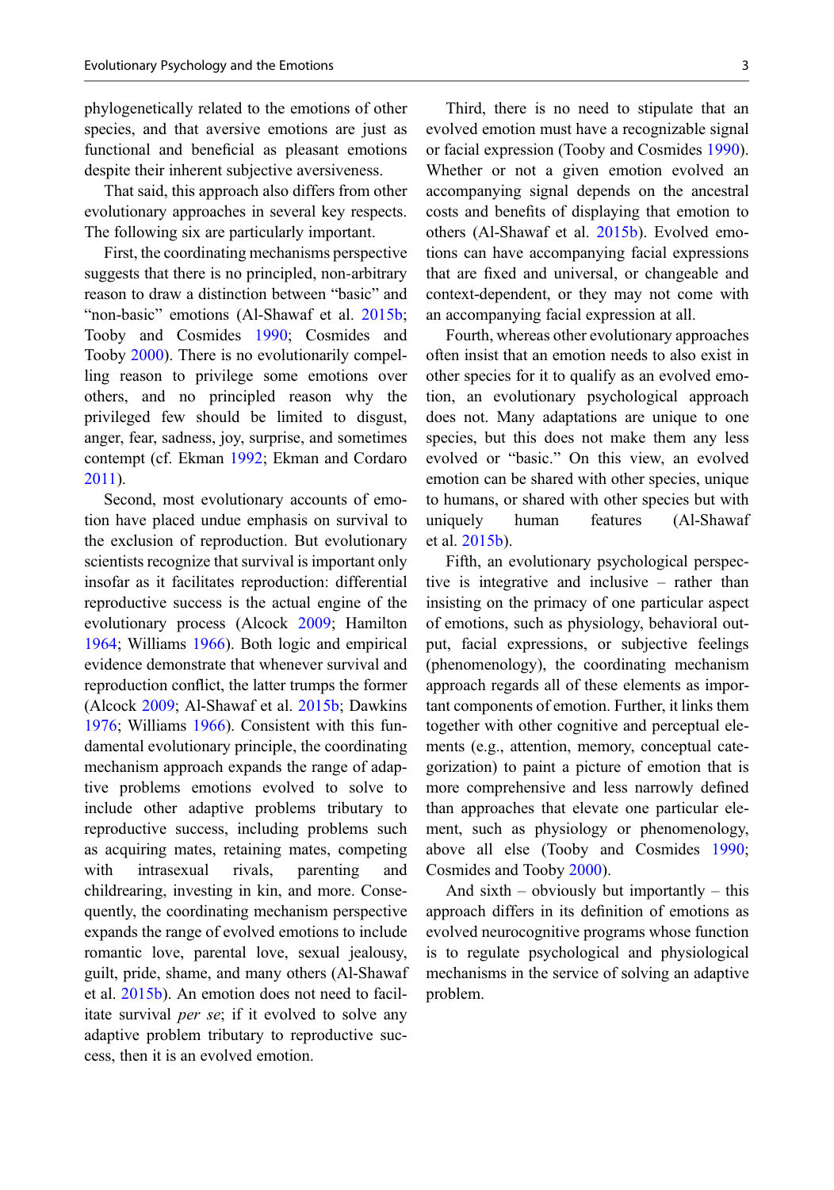phylogenetically related to the emotions of other species, and that aversive emotions are just as functional and beneficial as pleasant emotions despite their inherent subjective aversiveness.

That said, this approach also differs from other evolutionary approaches in several key respects. The following six are particularly important.

First, the coordinating mechanisms perspective suggests that there is no principled, non-arbitrary reason to draw a distinction between "basic" and "non-basic" emotions (Al-Shawaf et al. 2015b; Tooby and Cosmides 1990; Cosmides and Tooby 2000). There is no evolutionarily compelling reason to privilege some emotions over others, and no principled reason why the privileged few should be limited to disgust, anger, fear, sadness, joy, surprise, and sometimes contempt (cf. Ekman 1992; Ekman and Cordaro 2011).

Second, most evolutionary accounts of emotion have placed undue emphasis on survival to the exclusion of reproduction. But evolutionary scientists recognize that survival is important only insofar as it facilitates reproduction: differential reproductive success is the actual engine of the evolutionary process (Alcock 2009; Hamilton 1964; Williams 1966). Both logic and empirical evidence demonstrate that whenever survival and reproduction conflict, the latter trumps the former (Alcock 2009; Al-Shawaf et al. 2015b; Dawkins 1976; Williams 1966). Consistent with this fundamental evolutionary principle, the coordinating mechanism approach expands the range of adaptive problems emotions evolved to solve to include other adaptive problems tributary to reproductive success, including problems such as acquiring mates, retaining mates, competing with intrasexual rivals, parenting and childrearing, investing in kin, and more. Consequently, the coordinating mechanism perspective expands the range of evolved emotions to include romantic love, parental love, sexual jealousy, guilt, pride, shame, and many others (Al-Shawaf et al. 2015b). An emotion does not need to facilitate survival *per se*; if it evolved to solve any adaptive problem tributary to reproductive success, then it is an evolved emotion.

Third, there is no need to stipulate that an evolved emotion must have a recognizable signal or facial expression (Tooby and Cosmides 1990). Whether or not a given emotion evolved an accompanying signal depends on the ancestral costs and benefits of displaying that emotion to others (Al-Shawaf et al. 2015b). Evolved emotions can have accompanying facial expressions that are fixed and universal, or changeable and context-dependent, or they may not come with an accompanying facial expression at all.

Fourth, whereas other evolutionary approaches often insist that an emotion needs to also exist in other species for it to qualify as an evolved emotion, an evolutionary psychological approach does not. Many adaptations are unique to one species, but this does not make them any less evolved or "basic." On this view, an evolved emotion can be shared with other species, unique to humans, or shared with other species but with uniquely human features (Al-Shawaf et al. 2015b).

Fifth, an evolutionary psychological perspective is integrative and inclusive – rather than insisting on the primacy of one particular aspect of emotions, such as physiology, behavioral output, facial expressions, or subjective feelings (phenomenology), the coordinating mechanism approach regards all of these elements as important components of emotion. Further, it links them together with other cognitive and perceptual elements (e.g., attention, memory, conceptual categorization) to paint a picture of emotion that is more comprehensive and less narrowly defined than approaches that elevate one particular element, such as physiology or phenomenology, above all else (Tooby and Cosmides 1990; Cosmides and Tooby 2000).

And sixth – obviously but importantly – this approach differs in its definition of emotions as evolved neurocognitive programs whose function is to regulate psychological and physiological mechanisms in the service of solving an adaptive problem.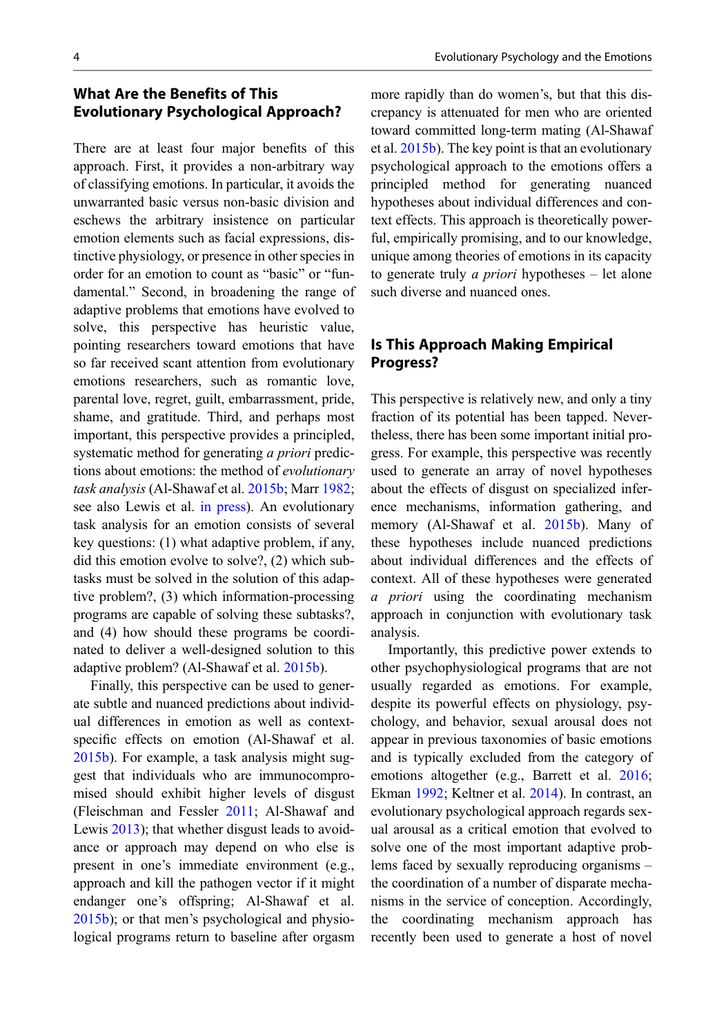## What Are the Benefits of This Evolutionary Psychological Approach?

There are at least four major benefits of this approach. First, it provides a non-arbitrary way of classifying emotions. In particular, it avoids the unwarranted basic versus non-basic division and eschews the arbitrary insistence on particular emotion elements such as facial expressions, distinctive physiology, or presence in other species in order for an emotion to count as "basic" or "fundamental." Second, in broadening the range of adaptive problems that emotions have evolved to solve, this perspective has heuristic value, pointing researchers toward emotions that have so far received scant attention from evolutionary emotions researchers, such as romantic love, parental love, regret, guilt, embarrassment, pride, shame, and gratitude. Third, and perhaps most important, this perspective provides a principled, systematic method for generating *a priori* predictions about emotions: the method of *evolutionary task analysis* (Al-Shawaf et al. 2015b; Marr 1982; see also Lewis et al. in press). An evolutionary task analysis for an emotion consists of several key questions: (1) what adaptive problem, if any, did this emotion evolve to solve?, (2) which subtasks must be solved in the solution of this adaptive problem?, (3) which information-processing programs are capable of solving these subtasks?, and (4) how should these programs be coordinated to deliver a well-designed solution to this adaptive problem? (Al-Shawaf et al. 2015b).

Finally, this perspective can be used to generate subtle and nuanced predictions about individual differences in emotion as well as context-specific effects on emotion (Al-Shawaf et al. 2015b). For example, a task analysis might suggest that individuals who are immunocompromised should exhibit higher levels of disgust (Fleischman and Fessler 2011; Al-Shawaf and Lewis 2013); that whether disgust leads to avoidance or approach may depend on who else is present in one's immediate environment (e.g., approach and kill the pathogen vector if it might endanger one's offspring; Al-Shawaf et al. 2015b); or that men's psychological and physiological programs return to baseline after orgasm more rapidly than do women's, but that this discrepancy is attenuated for men who are oriented toward committed long-term mating (Al-Shawaf et al. 2015b). The key point is that an evolutionary psychological approach to the emotions offers a principled method for generating nuanced hypotheses about individual differences and context effects. This approach is theoretically powerful, empirically promising, and to our knowledge, unique among theories of emotions in its capacity to generate truly *a priori* hypotheses – let alone such diverse and nuanced ones.

## Is This Approach Making Empirical Progress?

This perspective is relatively new, and only a tiny fraction of its potential has been tapped. Nevertheless, there has been some important initial progress. For example, this perspective was recently used to generate an array of novel hypotheses about the effects of disgust on specialized inference mechanisms, information gathering, and memory (Al-Shawaf et al. 2015b). Many of these hypotheses include nuanced predictions about individual differences and the effects of context. All of these hypotheses were generated *a priori* using the coordinating mechanism approach in conjunction with evolutionary task analysis.

Importantly, this predictive power extends to other psychophysiological programs that are not usually regarded as emotions. For example, despite its powerful effects on physiology, psychology, and behavior, sexual arousal does not appear in previous taxonomies of basic emotions and is typically excluded from the category of emotions altogether (e.g., Barrett et al. 2016; Ekman 1992; Keltner et al. 2014). In contrast, an evolutionary psychological approach regards sexual arousal as a critical emotion that evolved to solve one of the most important adaptive problems faced by sexually reproducing organisms – the coordination of a number of disparate mechanisms in the service of conception. Accordingly, the coordinating mechanism approach has recently been used to generate a host of novel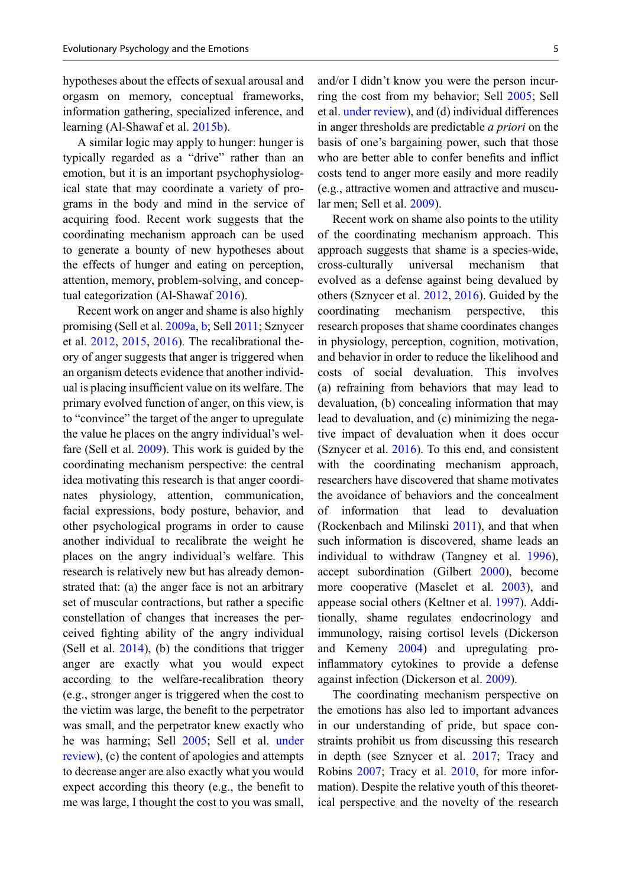hypotheses about the effects of sexual arousal and orgasm on memory, conceptual frameworks, information gathering, specialized inference, and learning (Al-Shawaf et al. 2015b).

A similar logic may apply to hunger: hunger is typically regarded as a "drive" rather than an emotion, but it is an important psychophysiological state that may coordinate a variety of programs in the body and mind in the service of acquiring food. Recent work suggests that the coordinating mechanism approach can be used to generate a bounty of new hypotheses about the effects of hunger and eating on perception, attention, memory, problem-solving, and conceptual categorization (Al-Shawaf 2016).

Recent work on anger and shame is also highly promising (Sell et al. 2009a, b; Sell 2011; Sznycer et al. 2012, 2015, 2016). The recalibrational theory of anger suggests that anger is triggered when an organism detects evidence that another individual is placing insufficient value on its welfare. The primary evolved function of anger, on this view, is to "convince" the target of the anger to upregulate the value he places on the angry individual's welfare (Sell et al. 2009). This work is guided by the coordinating mechanism perspective: the central idea motivating this research is that anger coordinates physiology, attention, communication, facial expressions, body posture, behavior, and other psychological programs in order to cause another individual to recalibrate the weight he places on the angry individual's welfare. This research is relatively new but has already demonstrated that: (a) the anger face is not an arbitrary set of muscular contractions, but rather a specific constellation of changes that increases the perceived fighting ability of the angry individual (Sell et al. 2014), (b) the conditions that trigger anger are exactly what you would expect according to the welfare-recalibration theory (e.g., stronger anger is triggered when the cost to the victim was large, the benefit to the perpetrator was small, and the perpetrator knew exactly who he was harming; Sell 2005; Sell et al. under review), (c) the content of apologies and attempts to decrease anger are also exactly what you would expect according this theory (e.g., the benefit to me was large, I thought the cost to you was small, and/or I didn't know you were the person incurring the cost from my behavior; Sell 2005; Sell et al. under review), and (d) individual differences in anger thresholds are predictable *a priori* on the basis of one's bargaining power, such that those who are better able to confer benefits and inflict costs tend to anger more easily and more readily (e.g., attractive women and attractive and muscular men; Sell et al. 2009).

Recent work on shame also points to the utility of the coordinating mechanism approach. This approach suggests that shame is a species-wide, cross-culturally universal mechanism that evolved as a defense against being devalued by others (Sznycer et al. 2012, 2016). Guided by the coordinating mechanism perspective, this research proposes that shame coordinates changes in physiology, perception, cognition, motivation, and behavior in order to reduce the likelihood and costs of social devaluation. This involves (a) refraining from behaviors that may lead to devaluation, (b) concealing information that may lead to devaluation, and (c) minimizing the negative impact of devaluation when it does occur (Sznycer et al. 2016). To this end, and consistent with the coordinating mechanism approach, researchers have discovered that shame motivates the avoidance of behaviors and the concealment of information that lead to devaluation (Rockenbach and Milinski 2011), and that when such information is discovered, shame leads an individual to withdraw (Tangney et al. 1996), accept subordination (Gilbert 2000), become more cooperative (Masclet et al. 2003), and appease social others (Keltner et al. 1997). Additionally, shame regulates endocrinology and immunology, raising cortisol levels (Dickerson and Kemeny 2004) and upregulating pro-inflammatory cytokines to provide a defense against infection (Dickerson et al. 2009).

The coordinating mechanism perspective on the emotions has also led to important advances in our understanding of pride, but space constraints prohibit us from discussing this research in depth (see Sznycer et al. 2017; Tracy and Robins 2007; Tracy et al. 2010, for more information). Despite the relative youth of this theoretical perspective and the novelty of the research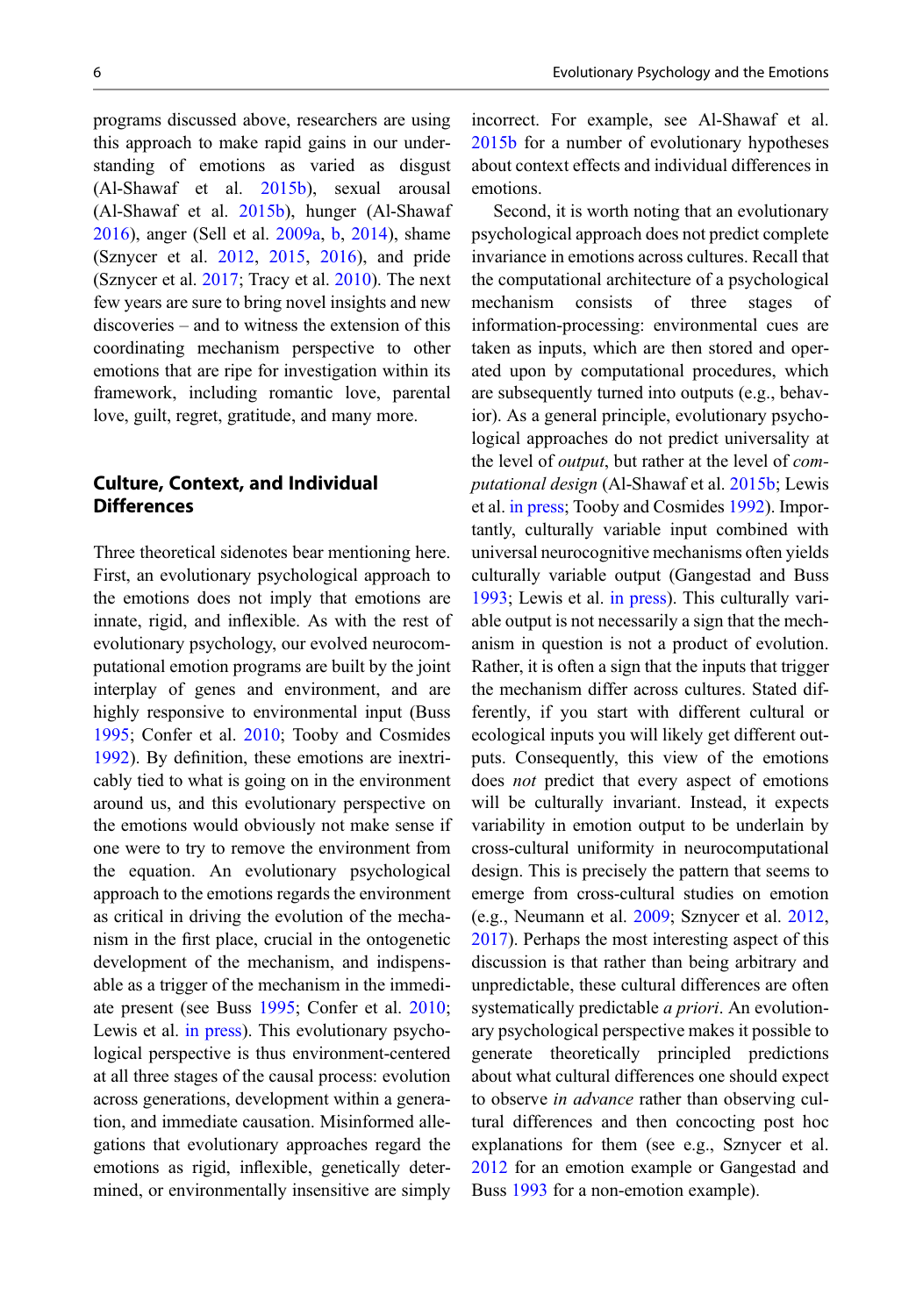programs discussed above, researchers are using this approach to make rapid gains in our understanding of emotions as varied as disgust (Al-Shawaf et al. 2015b), sexual arousal (Al-Shawaf et al. 2015b), hunger (Al-Shawaf 2016), anger (Sell et al. 2009a, b, 2014), shame (Sznycer et al. 2012, 2015, 2016), and pride (Sznycer et al. 2017; Tracy et al. 2010). The next few years are sure to bring novel insights and new discoveries – and to witness the extension of this coordinating mechanism perspective to other emotions that are ripe for investigation within its framework, including romantic love, parental love, guilt, regret, gratitude, and many more.

## Culture, Context, and Individual Differences

Three theoretical sidenotes bear mentioning here. First, an evolutionary psychological approach to the emotions does not imply that emotions are innate, rigid, and inflexible. As with the rest of evolutionary psychology, our evolved neurocomputational emotion programs are built by the joint interplay of genes and environment, and are highly responsive to environmental input (Buss 1995; Confer et al. 2010; Tooby and Cosmides 1992). By definition, these emotions are inextricably tied to what is going on in the environment around us, and this evolutionary perspective on the emotions would obviously not make sense if one were to try to remove the environment from the equation. An evolutionary psychological approach to the emotions regards the environment as critical in driving the evolution of the mechanism in the first place, crucial in the ontogenetic development of the mechanism, and indispensable as a trigger of the mechanism in the immediate present (see Buss 1995; Confer et al. 2010; Lewis et al. in press). This evolutionary psychological perspective is thus environment-centered at all three stages of the causal process: evolution across generations, development within a generation, and immediate causation. Misinformed allegations that evolutionary approaches regard the emotions as rigid, inflexible, genetically determined, or environmentally insensitive are simply incorrect. For example, see Al-Shawaf et al. 2015b for a number of evolutionary hypotheses about context effects and individual differences in emotions.

Second, it is worth noting that an evolutionary psychological approach does not predict complete invariance in emotions across cultures. Recall that the computational architecture of a psychological mechanism consists of three stages of information-processing: environmental cues are taken as inputs, which are then stored and operated upon by computational procedures, which are subsequently turned into outputs (e.g., behavior). As a general principle, evolutionary psychological approaches do not predict universality at the level of *output*, but rather at the level of *computational design* (Al-Shawaf et al. 2015b; Lewis et al. in press; Tooby and Cosmides 1992). Importantly, culturally variable input combined with universal neurocognitive mechanisms often yields culturally variable output (Gangestad and Buss 1993; Lewis et al. in press). This culturally variable output is not necessarily a sign that the mechanism in question is not a product of evolution. Rather, it is often a sign that the inputs that trigger the mechanism differ across cultures. Stated differently, if you start with different cultural or ecological inputs you will likely get different outputs. Consequently, this view of the emotions does *not* predict that every aspect of emotions will be culturally invariant. Instead, it expects variability in emotion output to be underlain by cross-cultural uniformity in neurocomputational design. This is precisely the pattern that seems to emerge from cross-cultural studies on emotion (e.g., Neumann et al. 2009; Sznycer et al. 2012, 2017). Perhaps the most interesting aspect of this discussion is that rather than being arbitrary and unpredictable, these cultural differences are often systematically predictable *a priori*. An evolutionary psychological perspective makes it possible to generate theoretically principled predictions about what cultural differences one should expect to observe *in advance* rather than observing cultural differences and then concocting post hoc explanations for them (see e.g., Sznycer et al. 2012 for an emotion example or Gangestad and Buss 1993 for a non-emotion example).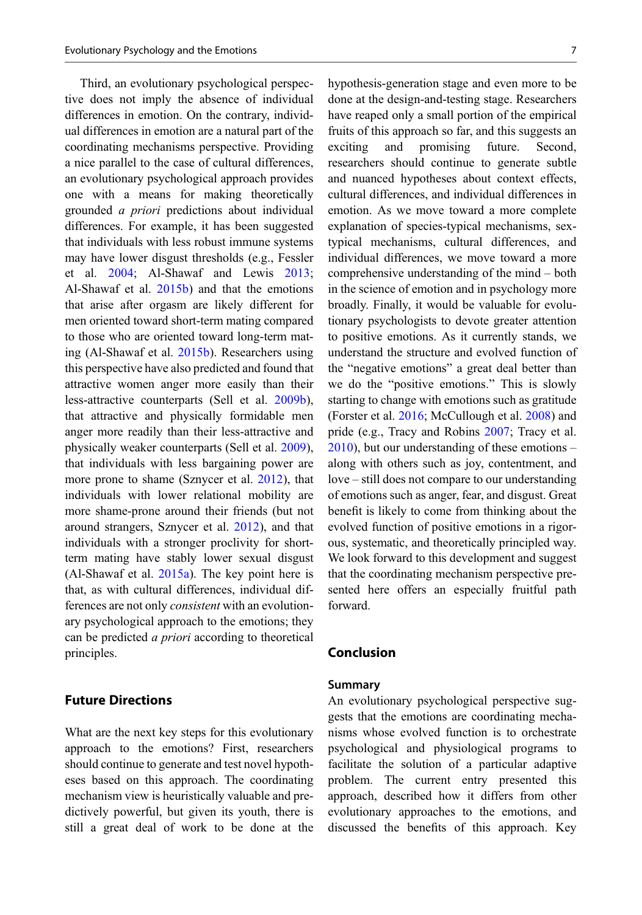Third, an evolutionary psychological perspective does not imply the absence of individual differences in emotion. On the contrary, individual differences in emotion are a natural part of the coordinating mechanisms perspective. Providing a nice parallel to the case of cultural differences, an evolutionary psychological approach provides one with a means for making theoretically grounded *a priori* predictions about individual differences. For example, it has been suggested that individuals with less robust immune systems may have lower disgust thresholds (e.g., Fessler et al. 2004; Al-Shawaf and Lewis 2013; Al-Shawaf et al. 2015b) and that the emotions that arise after orgasm are likely different for men oriented toward short-term mating compared to those who are oriented toward long-term mating (Al-Shawaf et al. 2015b). Researchers using this perspective have also predicted and found that attractive women anger more easily than their less-attractive counterparts (Sell et al. 2009b), that attractive and physically formidable men anger more readily than their less-attractive and physically weaker counterparts (Sell et al. 2009), that individuals with less bargaining power are more prone to shame (Sznycer et al. 2012), that individuals with lower relational mobility are more shame-prone around their friends (but not around strangers, Sznycer et al. 2012), and that individuals with a stronger proclivity for short-term mating have stably lower sexual disgust (Al-Shawaf et al. 2015a). The key point here is that, as with cultural differences, individual differences are not only *consistent* with an evolutionary psychological approach to the emotions; they can be predicted *a priori* according to theoretical principles.

## Future Directions

What are the next key steps for this evolutionary approach to the emotions? First, researchers should continue to generate and test novel hypotheses based on this approach. The coordinating mechanism view is heuristically valuable and predictively powerful, but given its youth, there is still a great deal of work to be done at the hypothesis-generation stage and even more to be done at the design-and-testing stage. Researchers have reaped only a small portion of the empirical fruits of this approach so far, and this suggests an exciting and promising future. Second, researchers should continue to generate subtle and nuanced hypotheses about context effects, cultural differences, and individual differences in emotion. As we move toward a more complete explanation of species-typical mechanisms, sex-typical mechanisms, cultural differences, and individual differences, we move toward a more comprehensive understanding of the mind – both in the science of emotion and in psychology more broadly. Finally, it would be valuable for evolutionary psychologists to devote greater attention to positive emotions. As it currently stands, we understand the structure and evolved function of the "negative emotions" a great deal better than we do the "positive emotions." This is slowly starting to change with emotions such as gratitude (Forster et al. 2016; McCullough et al. 2008) and pride (e.g., Tracy and Robins 2007; Tracy et al. 2010), but our understanding of these emotions – along with others such as joy, contentment, and love – still does not compare to our understanding of emotions such as anger, fear, and disgust. Great benefit is likely to come from thinking about the evolved function of positive emotions in a rigorous, systematic, and theoretically principled way. We look forward to this development and suggest that the coordinating mechanism perspective presented here offers an especially fruitful path forward.

## Conclusion

### Summary

An evolutionary psychological perspective suggests that the emotions are coordinating mechanisms whose evolved function is to orchestrate psychological and physiological programs to facilitate the solution of a particular adaptive problem. The current entry presented this approach, described how it differs from other evolutionary approaches to the emotions, and discussed the benefits of this approach. Key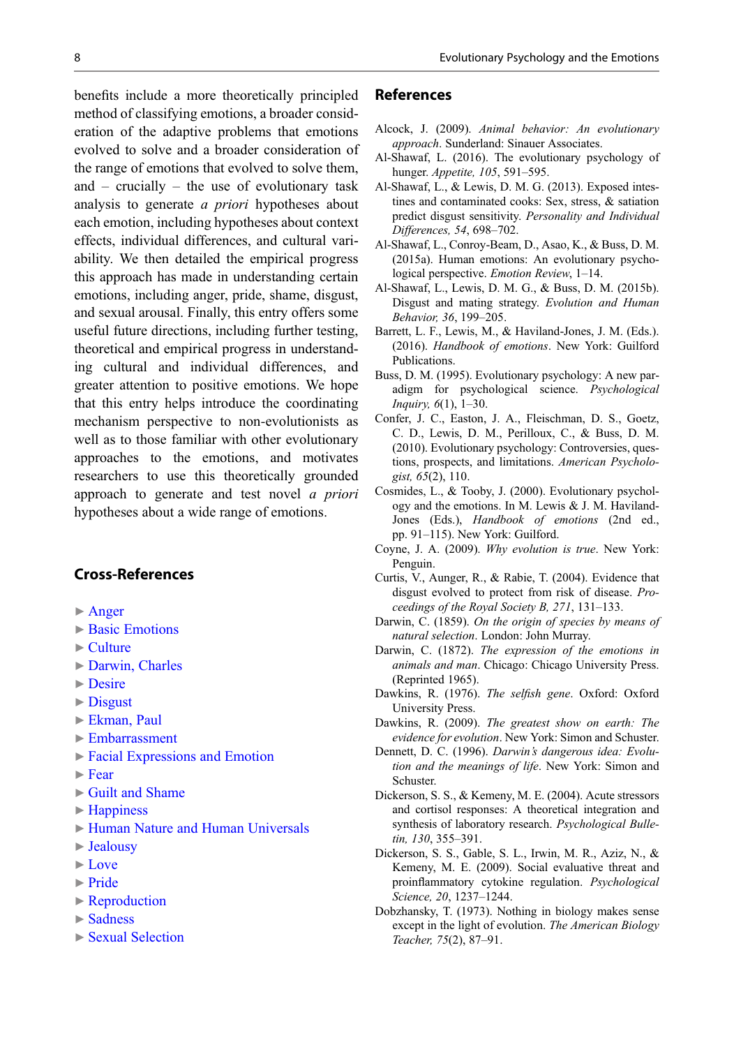benefits include a more theoretically principled method of classifying emotions, a broader consideration of the adaptive problems that emotions evolved to solve and a broader consideration of the range of emotions that evolved to solve them, and – crucially – the use of evolutionary task analysis to generate *a priori* hypotheses about each emotion, including hypotheses about context effects, individual differences, and cultural variability. We then detailed the empirical progress this approach has made in understanding certain emotions, including anger, pride, shame, disgust, and sexual arousal. Finally, this entry offers some useful future directions, including further testing, theoretical and empirical progress in understanding cultural and individual differences, and greater attention to positive emotions. We hope that this entry helps introduce the coordinating mechanism perspective to non-evolutionists as well as to those familiar with other evolutionary approaches to the emotions, and motivates researchers to use this theoretically grounded approach to generate and test novel *a priori* hypotheses about a wide range of emotions.

## Cross-References

- ► Anger
- ► Basic Emotions
- ► Culture
- ► Darwin, Charles
- ► Desire
- ► Disgust
- ► Ekman, Paul
- ► Embarrassment
- ► Facial Expressions and Emotion
- ► Fear
- ► Guilt and Shame
- ► Happiness
- ► Human Nature and Human Universals
- ► Jealousy
- ► Love
- ► Pride
- ► Reproduction
- ► Sadness
- ► Sexual Selection

## References

Alcock, J. (2009). *Animal behavior: An evolutionary approach*. Sunderland: Sinauer Associates.

Al-Shawaf, L. (2016). The evolutionary psychology of hunger. *Appetite, 105*, 591–595.

Al-Shawaf, L., & Lewis, D. M. G. (2013). Exposed intestines and contaminated cooks: Sex, stress, & satiation predict disgust sensitivity. *Personality and Individual Differences, 54*, 698–702.

Al-Shawaf, L., Conroy-Beam, D., Asao, K., & Buss, D. M. (2015a). Human emotions: An evolutionary psychological perspective. *Emotion Review*, 1–14.

Al-Shawaf, L., Lewis, D. M. G., & Buss, D. M. (2015b). Disgust and mating strategy. *Evolution and Human Behavior, 36*, 199–205.

Barrett, L. F., Lewis, M., & Haviland-Jones, J. M. (Eds.). (2016). *Handbook of emotions*. New York: Guilford Publications.

Buss, D. M. (1995). Evolutionary psychology: A new paradigm for psychological science. *Psychological Inquiry, 6*(1), 1–30.

Confer, J. C., Easton, J. A., Fleischman, D. S., Goetz, C. D., Lewis, D. M., Perilloux, C., & Buss, D. M. (2010). Evolutionary psychology: Controversies, questions, prospects, and limitations. *American Psychologist, 65*(2), 110.

Cosmides, L., & Tooby, J. (2000). Evolutionary psychology and the emotions. In M. Lewis & J. M. Haviland-Jones (Eds.), *Handbook of emotions* (2nd ed., pp. 91–115). New York: Guilford.

Coyne, J. A. (2009). *Why evolution is true*. New York: Penguin.

Curtis, V., Aunger, R., & Rabie, T. (2004). Evidence that disgust evolved to protect from risk of disease. *Proceedings of the Royal Society B, 271*, 131–133.

Darwin, C. (1859). *On the origin of species by means of natural selection*. London: John Murray.

Darwin, C. (1872). *The expression of the emotions in animals and man*. Chicago: Chicago University Press. (Reprinted 1965).

Dawkins, R. (1976). *The selfish gene*. Oxford: Oxford University Press.

Dawkins, R. (2009). *The greatest show on earth: The evidence for evolution*. New York: Simon and Schuster.

Dennett, D. C. (1996). *Darwin's dangerous idea: Evolution and the meanings of life*. New York: Simon and Schuster.

Dickerson, S. S., & Kemeny, M. E. (2004). Acute stressors and cortisol responses: A theoretical integration and synthesis of laboratory research. *Psychological Bulletin, 130*, 355–391.

Dickerson, S. S., Gable, S. L., Irwin, M. R., Aziz, N., & Kemeny, M. E. (2009). Social evaluative threat and proinflammatory cytokine regulation. *Psychological Science, 20*, 1237–1244.

Dobzhansky, T. (1973). Nothing in biology makes sense except in the light of evolution. *The American Biology Teacher, 75*(2), 87–91.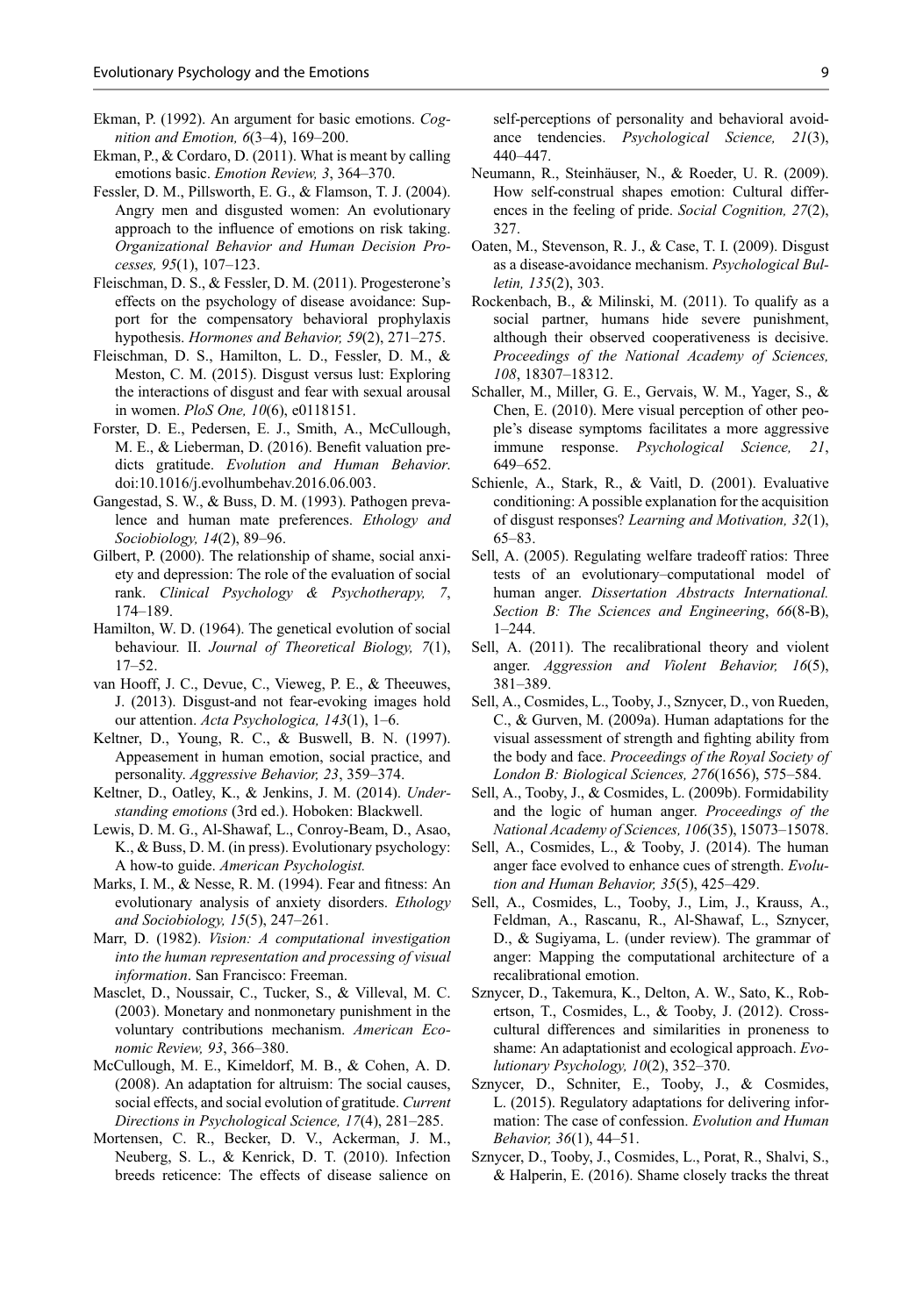Ekman, P. (1992). An argument for basic emotions. *Cognition and Emotion, 6*(3–4), 169–200.

Ekman, P., & Cordaro, D. (2011). What is meant by calling emotions basic. *Emotion Review, 3*, 364–370.

Fessler, D. M., Pillsworth, E. G., & Flamson, T. J. (2004). Angry men and disgusted women: An evolutionary approach to the influence of emotions on risk taking. *Organizational Behavior and Human Decision Processes, 95*(1), 107–123.

Fleischman, D. S., & Fessler, D. M. (2011). Progesterone's effects on the psychology of disease avoidance: Support for the compensatory behavioral prophylaxis hypothesis. *Hormones and Behavior, 59*(2), 271–275.

Fleischman, D. S., Hamilton, L. D., Fessler, D. M., & Meston, C. M. (2015). Disgust versus lust: Exploring the interactions of disgust and fear with sexual arousal in women. *PloS One, 10*(6), e0118151.

Forster, D. E., Pedersen, E. J., Smith, A., McCullough, M. E., & Lieberman, D. (2016). Benefit valuation predicts gratitude. *Evolution and Human Behavior*. doi:10.1016/j.evolhumbehav.2016.06.003.

Gangestad, S. W., & Buss, D. M. (1993). Pathogen prevalence and human mate preferences. *Ethology and Sociobiology, 14*(2), 89–96.

Gilbert, P. (2000). The relationship of shame, social anxiety and depression: The role of the evaluation of social rank. *Clinical Psychology & Psychotherapy, 7*, 174–189.

Hamilton, W. D. (1964). The genetical evolution of social behaviour. II. *Journal of Theoretical Biology, 7*(1), 17–52.

van Hooff, J. C., Devue, C., Vieweg, P. E., & Theeuwes, J. (2013). Disgust-and not fear-evoking images hold our attention. *Acta Psychologica, 143*(1), 1–6.

Keltner, D., Young, R. C., & Buswell, B. N. (1997). Appeasement in human emotion, social practice, and personality. *Aggressive Behavior, 23*, 359–374.

Keltner, D., Oatley, K., & Jenkins, J. M. (2014). *Understanding emotions* (3rd ed.). Hoboken: Blackwell.

Lewis, D. M. G., Al-Shawaf, L., Conroy-Beam, D., Asao, K., & Buss, D. M. (in press). Evolutionary psychology: A how-to guide. *American Psychologist.*

Marks, I. M., & Nesse, R. M. (1994). Fear and fitness: An evolutionary analysis of anxiety disorders. *Ethology and Sociobiology, 15*(5), 247–261.

Marr, D. (1982). *Vision: A computational investigation into the human representation and processing of visual information*. San Francisco: Freeman.

Masclet, D., Noussair, C., Tucker, S., & Villeval, M. C. (2003). Monetary and nonmonetary punishment in the voluntary contributions mechanism. *American Economic Review, 93*, 366–380.

McCullough, M. E., Kimeldorf, M. B., & Cohen, A. D. (2008). An adaptation for altruism: The social causes, social effects, and social evolution of gratitude. *Current Directions in Psychological Science, 17*(4), 281–285.

Mortensen, C. R., Becker, D. V., Ackerman, J. M., Neuberg, S. L., & Kenrick, D. T. (2010). Infection breeds reticence: The effects of disease salience on self-perceptions of personality and behavioral avoidance tendencies. *Psychological Science, 21*(3), 440–447.

Neumann, R., Steinhäuser, N., & Roeder, U. R. (2009). How self-construal shapes emotion: Cultural differences in the feeling of pride. *Social Cognition, 27*(2), 327.

Oaten, M., Stevenson, R. J., & Case, T. I. (2009). Disgust as a disease-avoidance mechanism. *Psychological Bulletin, 135*(2), 303.

Rockenbach, B., & Milinski, M. (2011). To qualify as a social partner, humans hide severe punishment, although their observed cooperativeness is decisive. *Proceedings of the National Academy of Sciences, 108*, 18307–18312.

Schaller, M., Miller, G. E., Gervais, W. M., Yager, S., & Chen, E. (2010). Mere visual perception of other people's disease symptoms facilitates a more aggressive immune response. *Psychological Science, 21*, 649–652.

Schienle, A., Stark, R., & Vaitl, D. (2001). Evaluative conditioning: A possible explanation for the acquisition of disgust responses? *Learning and Motivation, 32*(1), 65–83.

Sell, A. (2005). Regulating welfare tradeoff ratios: Three tests of an evolutionary–computational model of human anger. *Dissertation Abstracts International. Section B: The Sciences and Engineering*, *66*(8-B), 1–244.

Sell, A. (2011). The recalibrational theory and violent anger. *Aggression and Violent Behavior, 16*(5), 381–389.

Sell, A., Cosmides, L., Tooby, J., Sznycer, D., von Rueden, C., & Gurven, M. (2009a). Human adaptations for the visual assessment of strength and fighting ability from the body and face. *Proceedings of the Royal Society of London B: Biological Sciences, 276*(1656), 575–584.

Sell, A., Tooby, J., & Cosmides, L. (2009b). Formidability and the logic of human anger. *Proceedings of the National Academy of Sciences, 106*(35), 15073–15078.

Sell, A., Cosmides, L., & Tooby, J. (2014). The human anger face evolved to enhance cues of strength. *Evolution and Human Behavior, 35*(5), 425–429.

Sell, A., Cosmides, L., Tooby, J., Lim, J., Krauss, A., Feldman, A., Rascanu, R., Al-Shawaf, L., Sznycer, D., & Sugiyama, L. (under review). The grammar of anger: Mapping the computational architecture of a recalibrational emotion.

Sznycer, D., Takemura, K., Delton, A. W., Sato, K., Robertson, T., Cosmides, L., & Tooby, J. (2012). Cross-cultural differences and similarities in proneness to shame: An adaptationist and ecological approach. *Evolutionary Psychology, 10*(2), 352–370.

Sznycer, D., Schniter, E., Tooby, J., & Cosmides, L. (2015). Regulatory adaptations for delivering information: The case of confession. *Evolution and Human Behavior, 36*(1), 44–51.

Sznycer, D., Tooby, J., Cosmides, L., Porat, R., Shalvi, S., & Halperin, E. (2016). Shame closely tracks the threat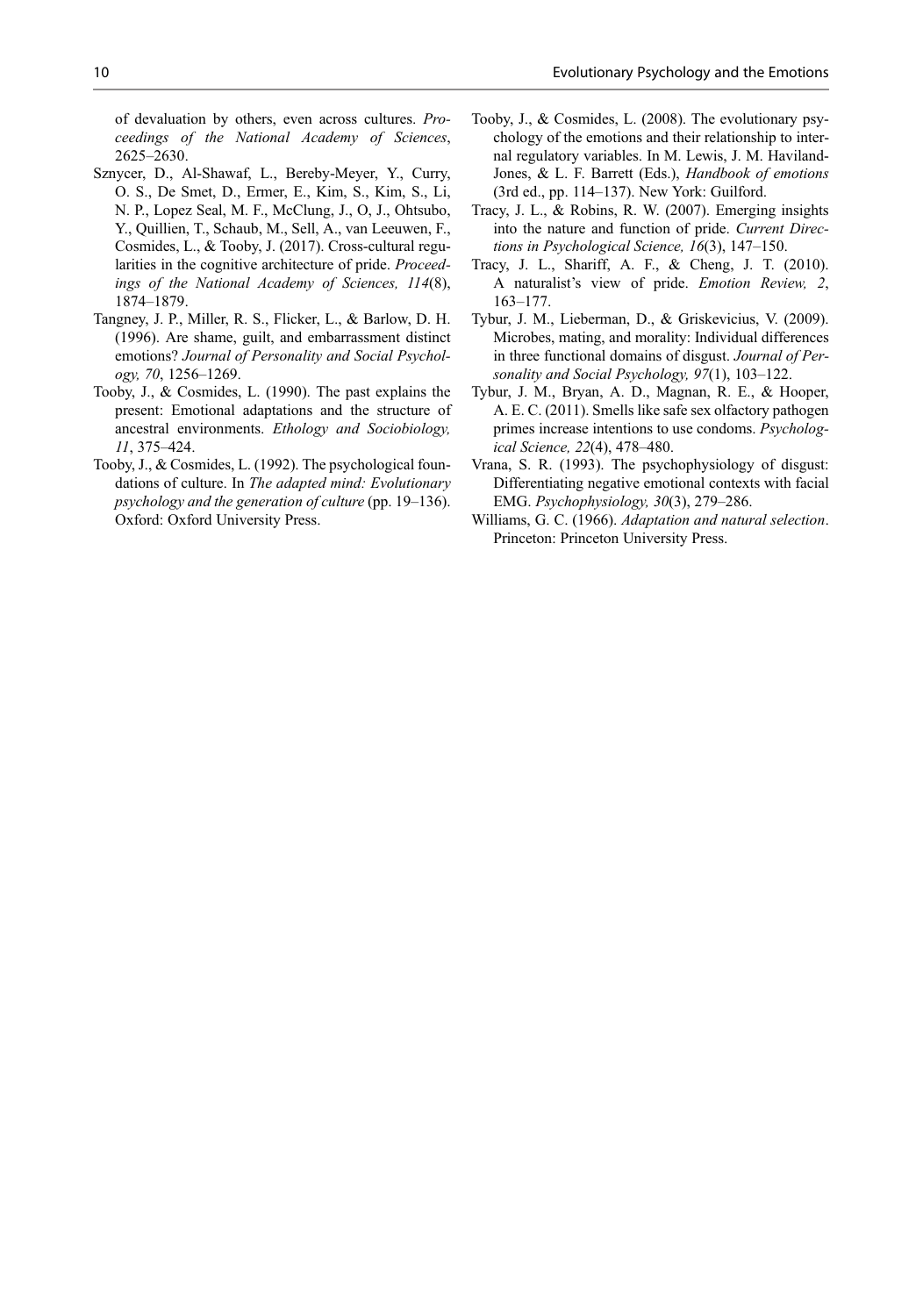of devaluation by others, even across cultures. *Proceedings of the National Academy of Sciences*, 2625–2630.

Sznycer, D., Al-Shawaf, L., Bereby-Meyer, Y., Curry, O. S., De Smet, D., Ermer, E., Kim, S., Kim, S., Li, N. P., Lopez Seal, M. F., McClung, J., O, J., Ohtsubo, Y., Quillien, T., Schaub, M., Sell, A., van Leeuwen, F., Cosmides, L., & Tooby, J. (2017). Cross-cultural regularities in the cognitive architecture of pride. *Proceedings of the National Academy of Sciences, 114*(8), 1874–1879.

Tangney, J. P., Miller, R. S., Flicker, L., & Barlow, D. H. (1996). Are shame, guilt, and embarrassment distinct emotions? *Journal of Personality and Social Psychology, 70*, 1256–1269.

Tooby, J., & Cosmides, L. (1990). The past explains the present: Emotional adaptations and the structure of ancestral environments. *Ethology and Sociobiology, 11*, 375–424.

Tooby, J., & Cosmides, L. (1992). The psychological foundations of culture. In *The adapted mind: Evolutionary psychology and the generation of culture* (pp. 19–136). Oxford: Oxford University Press.

Tooby, J., & Cosmides, L. (2008). The evolutionary psychology of the emotions and their relationship to internal regulatory variables. In M. Lewis, J. M. Haviland-Jones, & L. F. Barrett (Eds.), *Handbook of emotions* (3rd ed., pp. 114–137). New York: Guilford.

Tracy, J. L., & Robins, R. W. (2007). Emerging insights into the nature and function of pride. *Current Directions in Psychological Science, 16*(3), 147–150.

Tracy, J. L., Shariff, A. F., & Cheng, J. T. (2010). A naturalist's view of pride. *Emotion Review, 2*, 163–177.

Tybur, J. M., Lieberman, D., & Griskevicius, V. (2009). Microbes, mating, and morality: Individual differences in three functional domains of disgust. *Journal of Personality and Social Psychology, 97*(1), 103–122.

Tybur, J. M., Bryan, A. D., Magnan, R. E., & Hooper, A. E. C. (2011). Smells like safe sex olfactory pathogen primes increase intentions to use condoms. *Psychological Science, 22*(4), 478–480.

Vrana, S. R. (1993). The psychophysiology of disgust: Differentiating negative emotional contexts with facial EMG. *Psychophysiology, 30*(3), 279–286.

Williams, G. C. (1966). *Adaptation and natural selection*. Princeton: Princeton University Press.